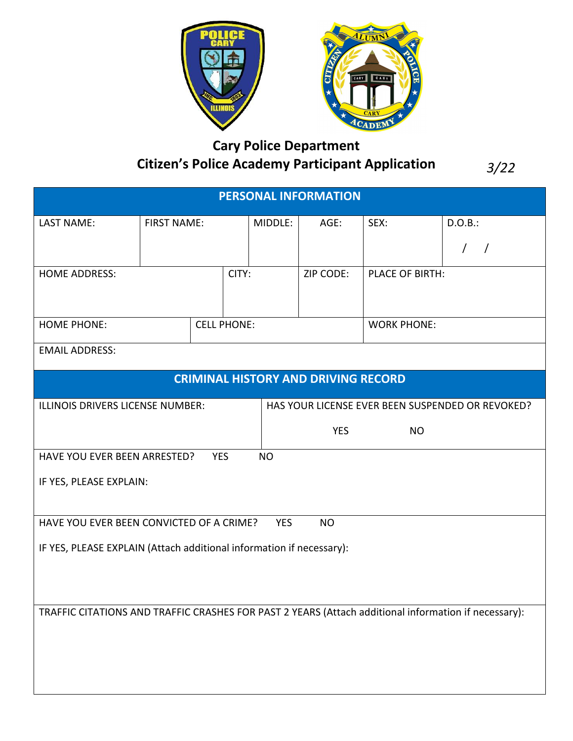# Cary Police Department
## Citizen's Police Academy Participant Application

*3/22*

| PERSONAL INFORMATION | | | | | |
|---|---|---|---|---|---|
| LAST NAME: | FIRST NAME: | MIDDLE: | AGE: | SEX: | D.O.B.: / / |
| HOME ADDRESS: | CITY: | | ZIP CODE: | PLACE OF BIRTH: | |
| HOME PHONE: | CELL PHONE: | | | WORK PHONE: | |
| EMAIL ADDRESS: | | | | | |

| CRIMINAL HISTORY AND DRIVING RECORD | |
|---|---|
| ILLINOIS DRIVERS LICENSE NUMBER: | HAS YOUR LICENSE EVER BEEN SUSPENDED OR REVOKED? YES NO |
| HAVE YOU EVER BEEN ARRESTED? YES NO<br>IF YES, PLEASE EXPLAIN: | |
| HAVE YOU EVER BEEN CONVICTED OF A CRIME? YES NO<br>IF YES, PLEASE EXPLAIN (Attach additional information if necessary): | |
| TRAFFIC CITATIONS AND TRAFFIC CRASHES FOR PAST 2 YEARS (Attach additional information if necessary): | |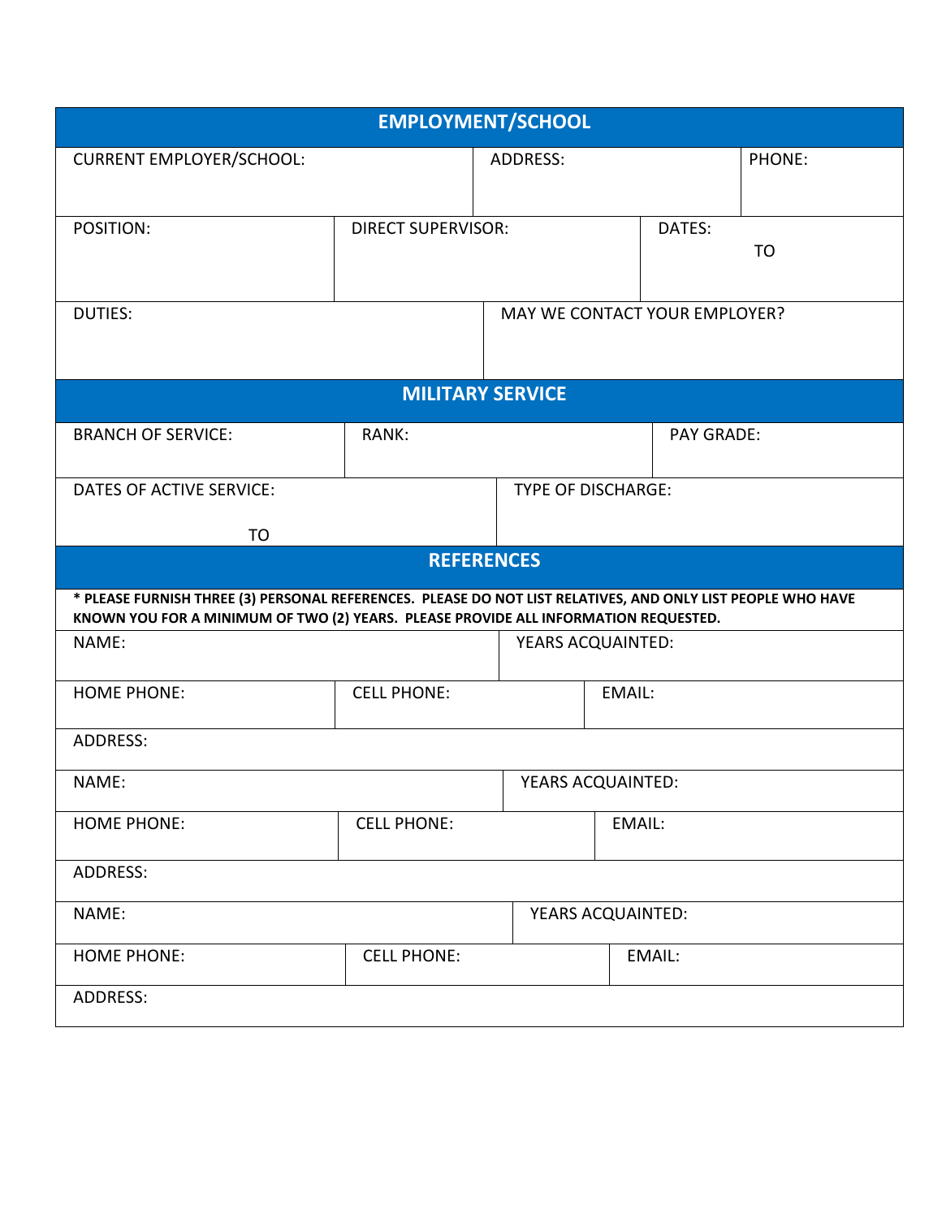## EMPLOYMENT/SCHOOL

| CURRENT EMPLOYER/SCHOOL: | ADDRESS: | PHONE: |
|---|---|---|

| POSITION: | DIRECT SUPERVISOR: | DATES: TO |
|---|---|---|

| DUTIES: | MAY WE CONTACT YOUR EMPLOYER? |
|---|---|

## MILITARY SERVICE

| BRANCH OF SERVICE: | RANK: | PAY GRADE: |
|---|---|---|

| DATES OF ACTIVE SERVICE: TO | TYPE OF DISCHARGE: |
|---|---|

## REFERENCES

**\* PLEASE FURNISH THREE (3) PERSONAL REFERENCES. PLEASE DO NOT LIST RELATIVES, AND ONLY LIST PEOPLE WHO HAVE KNOWN YOU FOR A MINIMUM OF TWO (2) YEARS. PLEASE PROVIDE ALL INFORMATION REQUESTED.**

| NAME: | | YEARS ACQUAINTED: |
|---|---|---|
| HOME PHONE: | CELL PHONE: | EMAIL: |
| ADDRESS: | | |

| NAME: | | YEARS ACQUAINTED: |
|---|---|---|
| HOME PHONE: | CELL PHONE: | EMAIL: |
| ADDRESS: | | |

| NAME: | | YEARS ACQUAINTED: |
|---|---|---|
| HOME PHONE: | CELL PHONE: | EMAIL: |
| ADDRESS: | | |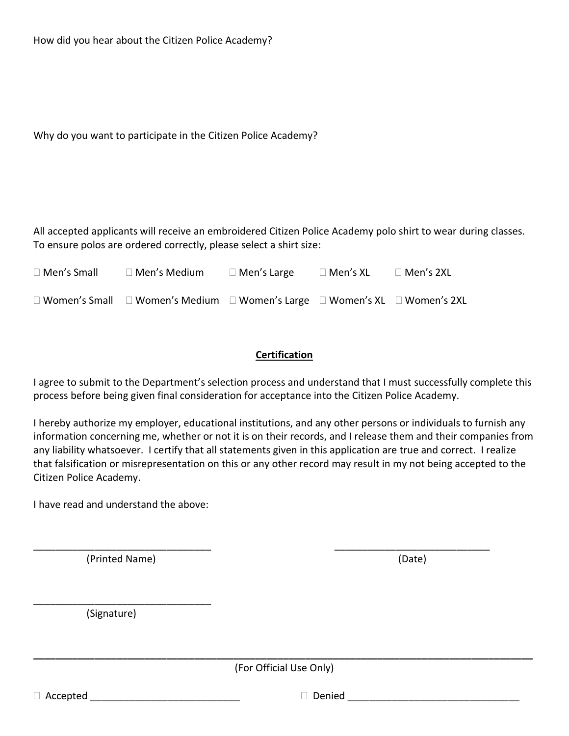How did you hear about the Citizen Police Academy?

Why do you want to participate in the Citizen Police Academy?

All accepted applicants will receive an embroidered Citizen Police Academy polo shirt to wear during classes. To ensure polos are ordered correctly, please select a shirt size:

☐ Men's Small ☐ Men's Medium ☐ Men's Large ☐ Men's XL ☐ Men's 2XL

☐ Women's Small ☐ Women's Medium ☐ Women's Large ☐ Women's XL ☐ Women's 2XL

## **Certification**

I agree to submit to the Department's selection process and understand that I must successfully complete this process before being given final consideration for acceptance into the Citizen Police Academy.

I hereby authorize my employer, educational institutions, and any other persons or individuals to furnish any information concerning me, whether or not it is on their records, and I release them and their companies from any liability whatsoever. I certify that all statements given in this application are true and correct. I realize that falsification or misrepresentation on this or any other record may result in my not being accepted to the Citizen Police Academy.

I have read and understand the above:

_________________________________ (Printed Name)

____________________________ (Date)

_________________________________ (Signature)

---

(For Official Use Only)

☐ Accepted ___________________________ ☐ Denied _______________________________